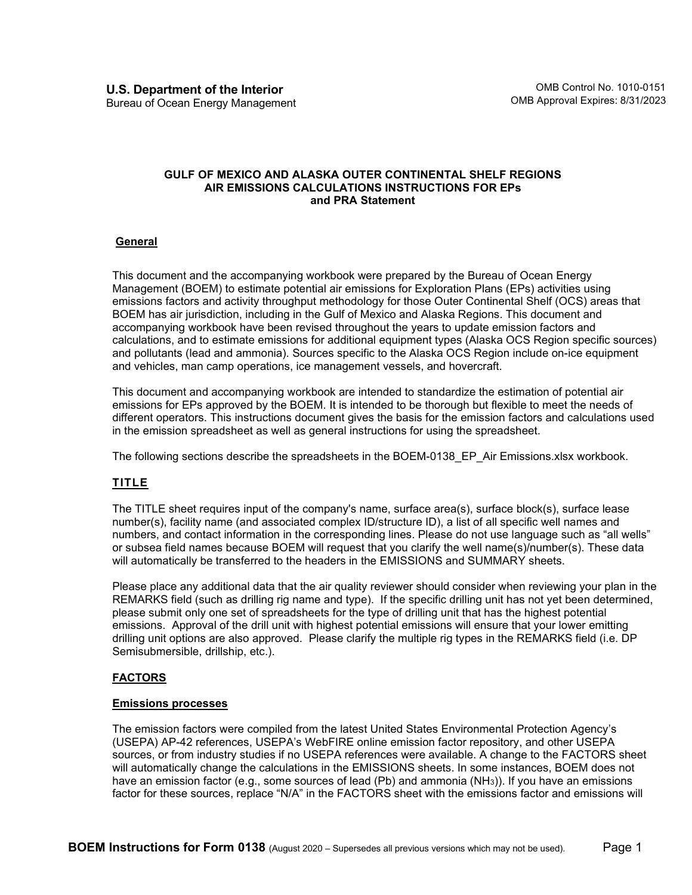**U.S. Department of the Interior**
Bureau of Ocean Energy Management

OMB Control No. 1010-0151
OMB Approval Expires: 8/31/2023

# GULF OF MEXICO AND ALASKA OUTER CONTINENTAL SHELF REGIONS AIR EMISSIONS CALCULATIONS INSTRUCTIONS FOR EPs and PRA Statement

## General

This document and the accompanying workbook were prepared by the Bureau of Ocean Energy Management (BOEM) to estimate potential air emissions for Exploration Plans (EPs) activities using emissions factors and activity throughput methodology for those Outer Continental Shelf (OCS) areas that BOEM has air jurisdiction, including in the Gulf of Mexico and Alaska Regions. This document and accompanying workbook have been revised throughout the years to update emission factors and calculations, and to estimate emissions for additional equipment types (Alaska OCS Region specific sources) and pollutants (lead and ammonia). Sources specific to the Alaska OCS Region include on-ice equipment and vehicles, man camp operations, ice management vessels, and hovercraft.

This document and accompanying workbook are intended to standardize the estimation of potential air emissions for EPs approved by the BOEM. It is intended to be thorough but flexible to meet the needs of different operators. This instructions document gives the basis for the emission factors and calculations used in the emission spreadsheet as well as general instructions for using the spreadsheet.

The following sections describe the spreadsheets in the BOEM-0138_EP_Air Emissions.xlsx workbook.

## TITLE

The TITLE sheet requires input of the company's name, surface area(s), surface block(s), surface lease number(s), facility name (and associated complex ID/structure ID), a list of all specific well names and numbers, and contact information in the corresponding lines. Please do not use language such as "all wells" or subsea field names because BOEM will request that you clarify the well name(s)/number(s). These data will automatically be transferred to the headers in the EMISSIONS and SUMMARY sheets.

Please place any additional data that the air quality reviewer should consider when reviewing your plan in the REMARKS field (such as drilling rig name and type). If the specific drilling unit has not yet been determined, please submit only one set of spreadsheets for the type of drilling unit that has the highest potential emissions. Approval of the drill unit with highest potential emissions will ensure that your lower emitting drilling unit options are also approved. Please clarify the multiple rig types in the REMARKS field (i.e. DP Semisubmersible, drillship, etc.).

## FACTORS

### Emissions processes

The emission factors were compiled from the latest United States Environmental Protection Agency's (USEPA) AP-42 references, USEPA's WebFIRE online emission factor repository, and other USEPA sources, or from industry studies if no USEPA references were available. A change to the FACTORS sheet will automatically change the calculations in the EMISSIONS sheets. In some instances, BOEM does not have an emission factor (e.g., some sources of lead (Pb) and ammonia ($NH_3$)). If you have an emissions factor for these sources, replace "N/A" in the FACTORS sheet with the emissions factor and emissions will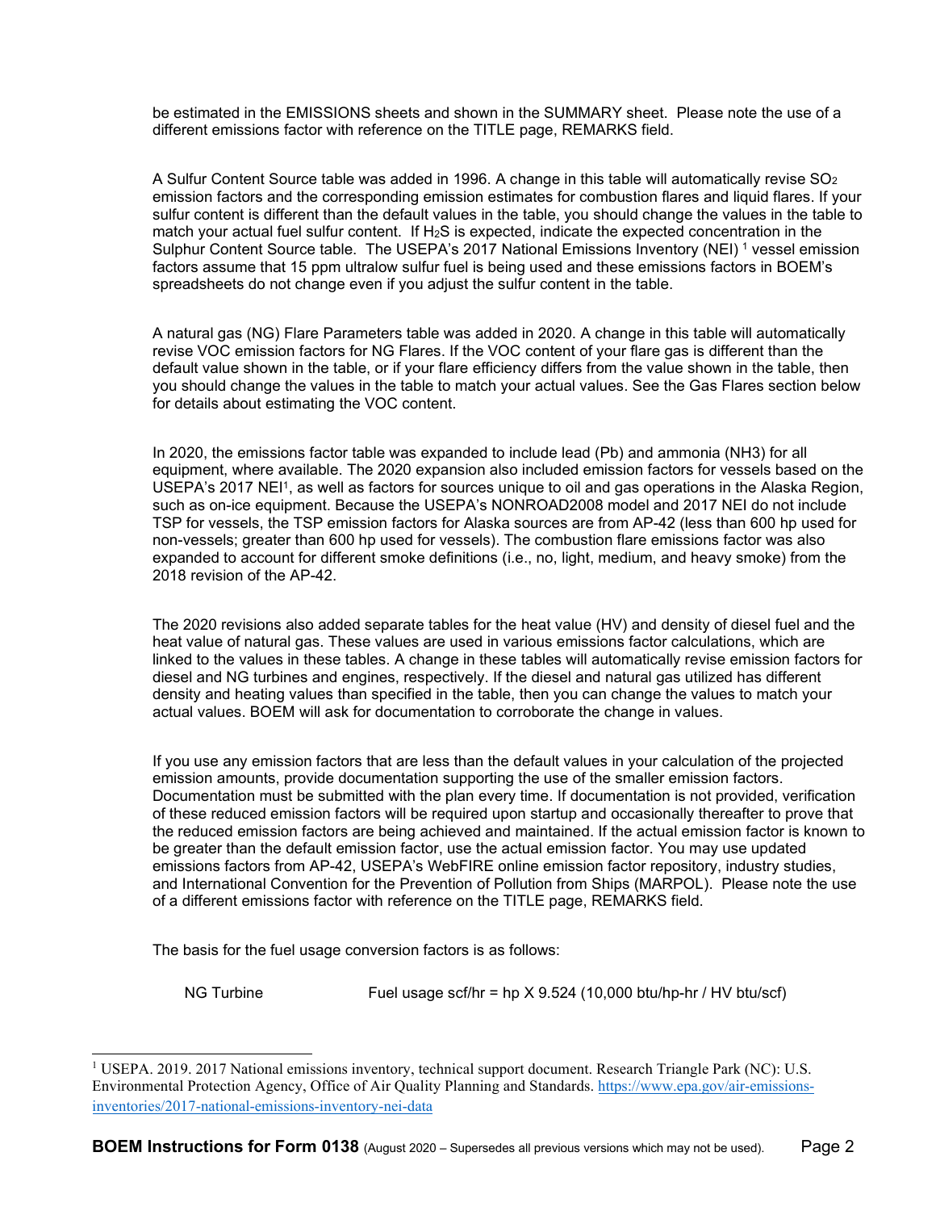be estimated in the EMISSIONS sheets and shown in the SUMMARY sheet. Please note the use of a different emissions factor with reference on the TITLE page, REMARKS field.

A Sulfur Content Source table was added in 1996. A change in this table will automatically revise $SO_2$ emission factors and the corresponding emission estimates for combustion flares and liquid flares. If your sulfur content is different than the default values in the table, you should change the values in the table to match your actual fuel sulfur content. If $H_2S$ is expected, indicate the expected concentration in the Sulphur Content Source table. The USEPA's 2017 National Emissions Inventory (NEI) [1] vessel emission factors assume that 15 ppm ultralow sulfur fuel is being used and these emissions factors in BOEM's spreadsheets do not change even if you adjust the sulfur content in the table.

A natural gas (NG) Flare Parameters table was added in 2020. A change in this table will automatically revise VOC emission factors for NG Flares. If the VOC content of your flare gas is different than the default value shown in the table, or if your flare efficiency differs from the value shown in the table, then you should change the values in the table to match your actual values. See the Gas Flares section below for details about estimating the VOC content.

In 2020, the emissions factor table was expanded to include lead (Pb) and ammonia (NH3) for all equipment, where available. The 2020 expansion also included emission factors for vessels based on the USEPA's 2017 NEI[1], as well as factors for sources unique to oil and gas operations in the Alaska Region, such as on-ice equipment. Because the USEPA's NONROAD2008 model and 2017 NEI do not include TSP for vessels, the TSP emission factors for Alaska sources are from AP-42 (less than 600 hp used for non-vessels; greater than 600 hp used for vessels). The combustion flare emissions factor was also expanded to account for different smoke definitions (i.e., no, light, medium, and heavy smoke) from the 2018 revision of the AP-42.

The 2020 revisions also added separate tables for the heat value (HV) and density of diesel fuel and the heat value of natural gas. These values are used in various emissions factor calculations, which are linked to the values in these tables. A change in these tables will automatically revise emission factors for diesel and NG turbines and engines, respectively. If the diesel and natural gas utilized has different density and heating values than specified in the table, then you can change the values to match your actual values. BOEM will ask for documentation to corroborate the change in values.

If you use any emission factors that are less than the default values in your calculation of the projected emission amounts, provide documentation supporting the use of the smaller emission factors. Documentation must be submitted with the plan every time. If documentation is not provided, verification of these reduced emission factors will be required upon startup and occasionally thereafter to prove that the reduced emission factors are being achieved and maintained. If the actual emission factor is known to be greater than the default emission factor, use the actual emission factor. You may use updated emissions factors from AP-42, USEPA's WebFIRE online emission factor repository, industry studies, and International Convention for the Prevention of Pollution from Ships (MARPOL). Please note the use of a different emissions factor with reference on the TITLE page, REMARKS field.

The basis for the fuel usage conversion factors is as follows:

NG Turbine Fuel usage scf/hr = hp X 9.524 (10,000 btu/hp-hr / HV btu/scf)

[1] USEPA. 2019. 2017 National emissions inventory, technical support document. Research Triangle Park (NC): U.S. Environmental Protection Agency, Office of Air Quality Planning and Standards. https://www.epa.gov/air-emissions-inventories/2017-national-emissions-inventory-nei-data

**BOEM Instructions for Form 0138** (August 2020 – Supersedes all previous versions which may not be used).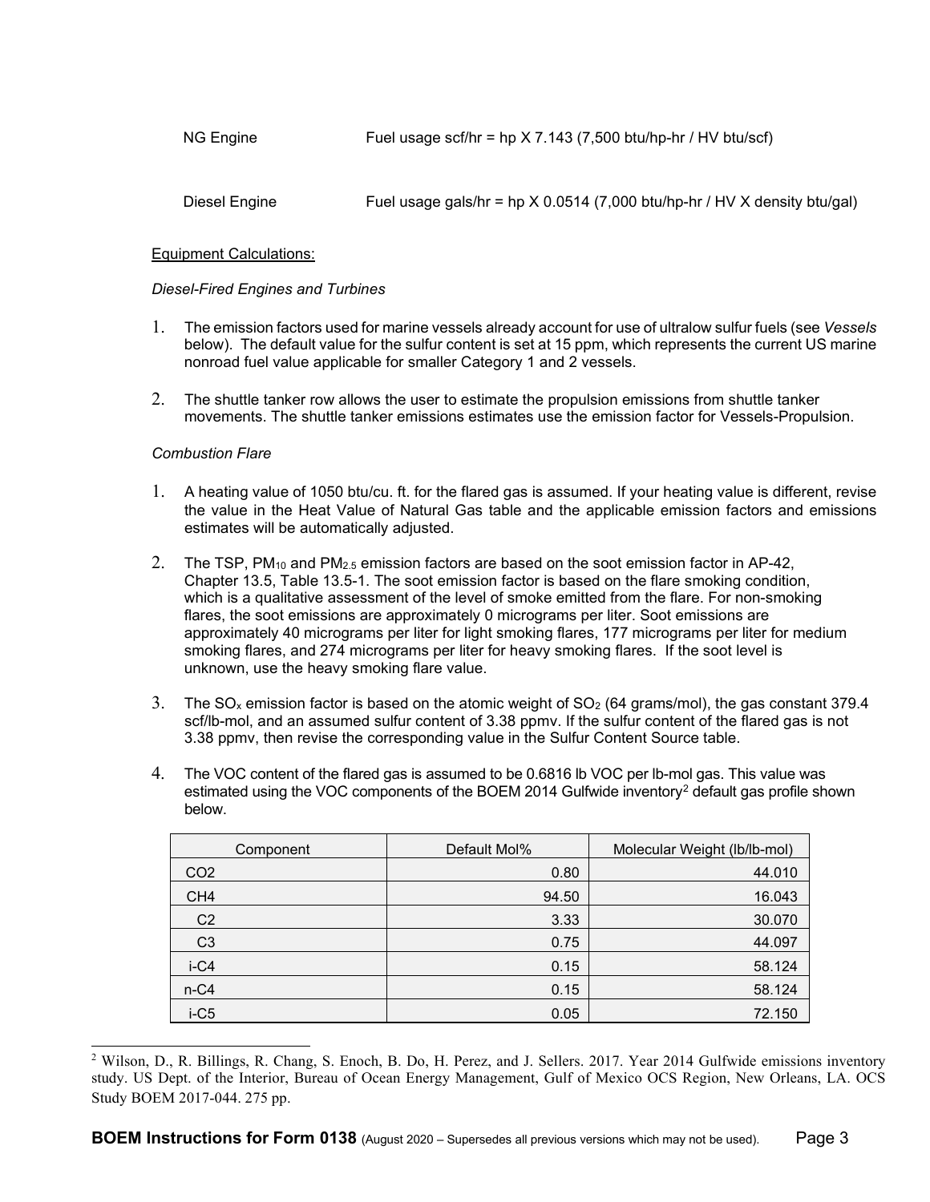NG Engine Fuel usage scf/hr = hp X 7.143 (7,500 btu/hp-hr / HV btu/scf)

Diesel Engine Fuel usage gals/hr = hp X 0.0514 (7,000 btu/hp-hr / HV X density btu/gal)

Equipment Calculations:

*Diesel-Fired Engines and Turbines*

1. The emission factors used for marine vessels already account for use of ultralow sulfur fuels (see *Vessels* below). The default value for the sulfur content is set at 15 ppm, which represents the current US marine nonroad fuel value applicable for smaller Category 1 and 2 vessels.

2. The shuttle tanker row allows the user to estimate the propulsion emissions from shuttle tanker movements. The shuttle tanker emissions estimates use the emission factor for Vessels-Propulsion.

*Combustion Flare*

1. A heating value of 1050 btu/cu. ft. for the flared gas is assumed. If your heating value is different, revise the value in the Heat Value of Natural Gas table and the applicable emission factors and emissions estimates will be automatically adjusted.

2. The TSP, $PM_{10}$ and $PM_{2.5}$ emission factors are based on the soot emission factor in AP-42, Chapter 13.5, Table 13.5-1. The soot emission factor is based on the flare smoking condition, which is a qualitative assessment of the level of smoke emitted from the flare. For non-smoking flares, the soot emissions are approximately 0 micrograms per liter. Soot emissions are approximately 40 micrograms per liter for light smoking flares, 177 micrograms per liter for medium smoking flares, and 274 micrograms per liter for heavy smoking flares. If the soot level is unknown, use the heavy smoking flare value.

3. The $SO_x$ emission factor is based on the atomic weight of $SO_2$ (64 grams/mol), the gas constant 379.4 scf/lb-mol, and an assumed sulfur content of 3.38 ppmv. If the sulfur content of the flared gas is not 3.38 ppmv, then revise the corresponding value in the Sulfur Content Source table.

4. The VOC content of the flared gas is assumed to be 0.6816 lb VOC per lb-mol gas. This value was estimated using the VOC components of the BOEM 2014 Gulfwide inventory[2] default gas profile shown below.

| Component | Default Mol% | Molecular Weight (lb/lb-mol) |
|---|---|---|
| CO2 | 0.80 | 44.010 |
| CH4 | 94.50 | 16.043 |
| C2 | 3.33 | 30.070 |
| C3 | 0.75 | 44.097 |
| i-C4 | 0.15 | 58.124 |
| n-C4 | 0.15 | 58.124 |
| i-C5 | 0.05 | 72.150 |

[2] Wilson, D., R. Billings, R. Chang, S. Enoch, B. Do, H. Perez, and J. Sellers. 2017. Year 2014 Gulfwide emissions inventory study. US Dept. of the Interior, Bureau of Ocean Energy Management, Gulf of Mexico OCS Region, New Orleans, LA. OCS Study BOEM 2017-044. 275 pp.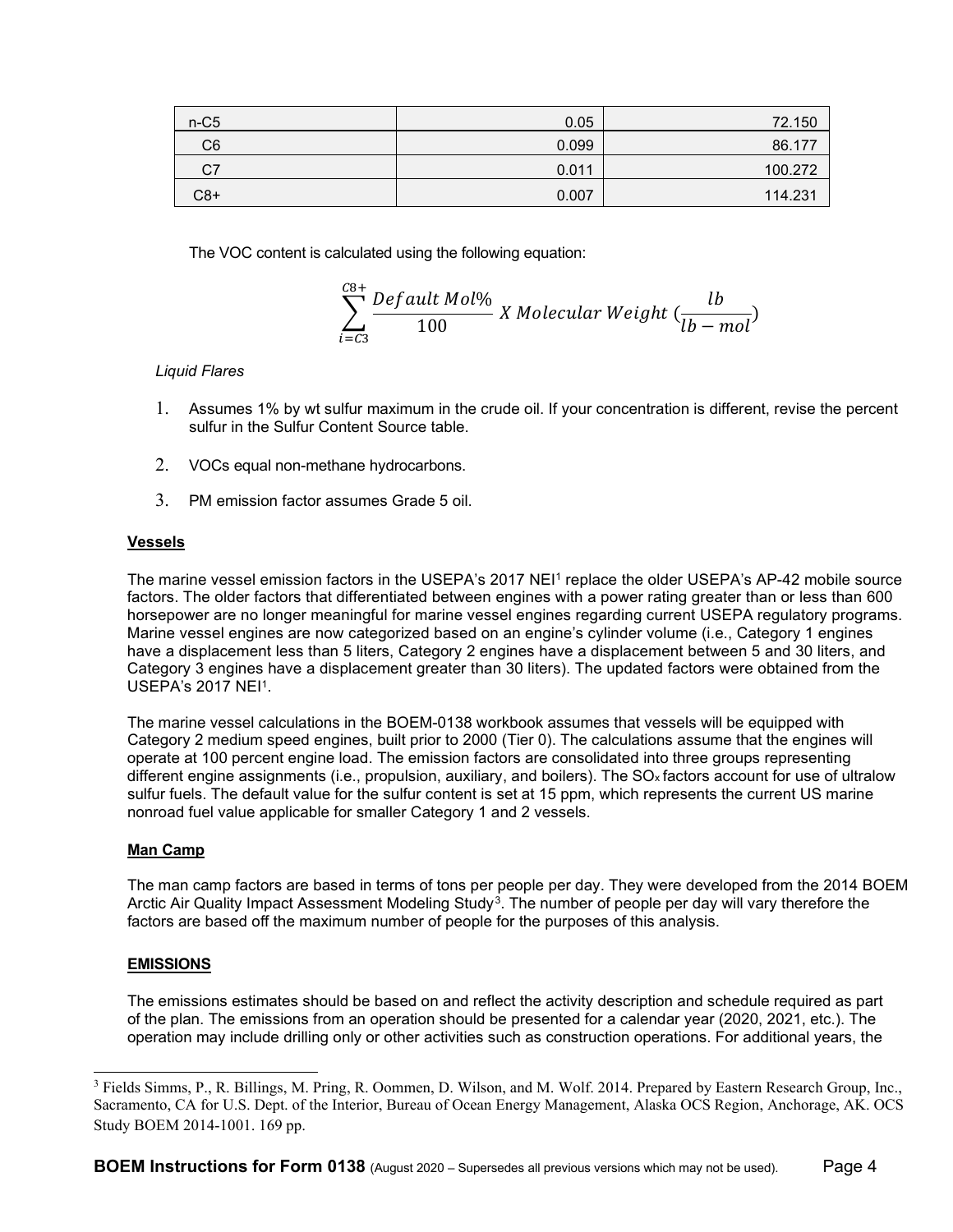| n-C5 | 0.05 | 72.150 |
|---|---|---|
| C6 | 0.099 | 86.177 |
| C7 | 0.011 | 100.272 |
| C8+ | 0.007 | 114.231 |

The VOC content is calculated using the following equation:

$$\sum_{i=C3}^{C8+} \frac{Default\ Mol\%}{100}\ X\ Molecular\ Weight\ (\frac{lb}{lb-mol})$$

*Liquid Flares*

1. Assumes 1% by wt sulfur maximum in the crude oil. If your concentration is different, revise the percent sulfur in the Sulfur Content Source table.

2. VOCs equal non-methane hydrocarbons.

3. PM emission factor assumes Grade 5 oil.

**Vessels**

The marine vessel emission factors in the USEPA's 2017 NEI[1] replace the older USEPA's AP-42 mobile source factors. The older factors that differentiated between engines with a power rating greater than or less than 600 horsepower are no longer meaningful for marine vessel engines regarding current USEPA regulatory programs. Marine vessel engines are now categorized based on an engine's cylinder volume (i.e., Category 1 engines have a displacement less than 5 liters, Category 2 engines have a displacement between 5 and 30 liters, and Category 3 engines have a displacement greater than 30 liters). The updated factors were obtained from the USEPA's 2017 NEI[1].

The marine vessel calculations in the BOEM-0138 workbook assumes that vessels will be equipped with Category 2 medium speed engines, built prior to 2000 (Tier 0). The calculations assume that the engines will operate at 100 percent engine load. The emission factors are consolidated into three groups representing different engine assignments (i.e., propulsion, auxiliary, and boilers). The $SO_x$ factors account for use of ultralow sulfur fuels. The default value for the sulfur content is set at 15 ppm, which represents the current US marine nonroad fuel value applicable for smaller Category 1 and 2 vessels.

**Man Camp**

The man camp factors are based in terms of tons per people per day. They were developed from the 2014 BOEM Arctic Air Quality Impact Assessment Modeling Study[3]. The number of people per day will vary therefore the factors are based off the maximum number of people for the purposes of this analysis.

**EMISSIONS**

The emissions estimates should be based on and reflect the activity description and schedule required as part of the plan. The emissions from an operation should be presented for a calendar year (2020, 2021, etc.). The operation may include drilling only or other activities such as construction operations. For additional years, the

[3] Fields Simms, P., R. Billings, M. Pring, R. Oommen, D. Wilson, and M. Wolf. 2014. Prepared by Eastern Research Group, Inc., Sacramento, CA for U.S. Dept. of the Interior, Bureau of Ocean Energy Management, Alaska OCS Region, Anchorage, AK. OCS Study BOEM 2014-1001. 169 pp.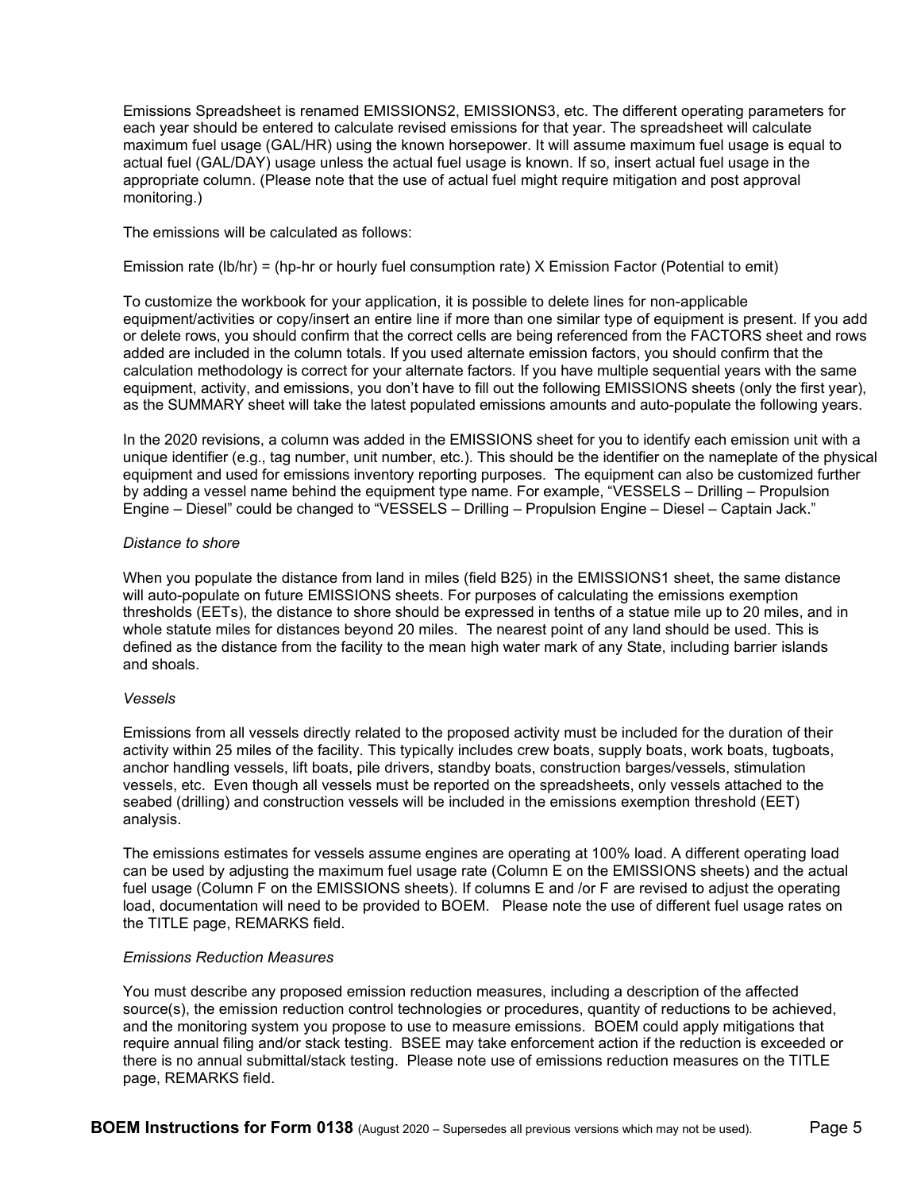Emissions Spreadsheet is renamed EMISSIONS2, EMISSIONS3, etc. The different operating parameters for each year should be entered to calculate revised emissions for that year. The spreadsheet will calculate maximum fuel usage (GAL/HR) using the known horsepower. It will assume maximum fuel usage is equal to actual fuel (GAL/DAY) usage unless the actual fuel usage is known. If so, insert actual fuel usage in the appropriate column. (Please note that the use of actual fuel might require mitigation and post approval monitoring.)

The emissions will be calculated as follows:

Emission rate (lb/hr) = (hp-hr or hourly fuel consumption rate) X Emission Factor (Potential to emit)

To customize the workbook for your application, it is possible to delete lines for non-applicable equipment/activities or copy/insert an entire line if more than one similar type of equipment is present. If you add or delete rows, you should confirm that the correct cells are being referenced from the FACTORS sheet and rows added are included in the column totals. If you used alternate emission factors, you should confirm that the calculation methodology is correct for your alternate factors. If you have multiple sequential years with the same equipment, activity, and emissions, you don't have to fill out the following EMISSIONS sheets (only the first year), as the SUMMARY sheet will take the latest populated emissions amounts and auto-populate the following years.

In the 2020 revisions, a column was added in the EMISSIONS sheet for you to identify each emission unit with a unique identifier (e.g., tag number, unit number, etc.). This should be the identifier on the nameplate of the physical equipment and used for emissions inventory reporting purposes. The equipment can also be customized further by adding a vessel name behind the equipment type name. For example, "VESSELS – Drilling – Propulsion Engine – Diesel" could be changed to "VESSELS – Drilling – Propulsion Engine – Diesel – Captain Jack."

*Distance to shore*

When you populate the distance from land in miles (field B25) in the EMISSIONS1 sheet, the same distance will auto-populate on future EMISSIONS sheets. For purposes of calculating the emissions exemption thresholds (EETs), the distance to shore should be expressed in tenths of a statue mile up to 20 miles, and in whole statute miles for distances beyond 20 miles. The nearest point of any land should be used. This is defined as the distance from the facility to the mean high water mark of any State, including barrier islands and shoals.

*Vessels*

Emissions from all vessels directly related to the proposed activity must be included for the duration of their activity within 25 miles of the facility. This typically includes crew boats, supply boats, work boats, tugboats, anchor handling vessels, lift boats, pile drivers, standby boats, construction barges/vessels, stimulation vessels, etc. Even though all vessels must be reported on the spreadsheets, only vessels attached to the seabed (drilling) and construction vessels will be included in the emissions exemption threshold (EET) analysis.

The emissions estimates for vessels assume engines are operating at 100% load. A different operating load can be used by adjusting the maximum fuel usage rate (Column E on the EMISSIONS sheets) and the actual fuel usage (Column F on the EMISSIONS sheets). If columns E and /or F are revised to adjust the operating load, documentation will need to be provided to BOEM. Please note the use of different fuel usage rates on the TITLE page, REMARKS field.

*Emissions Reduction Measures*

You must describe any proposed emission reduction measures, including a description of the affected source(s), the emission reduction control technologies or procedures, quantity of reductions to be achieved, and the monitoring system you propose to use to measure emissions. BOEM could apply mitigations that require annual filing and/or stack testing. BSEE may take enforcement action if the reduction is exceeded or there is no annual submittal/stack testing. Please note use of emissions reduction measures on the TITLE page, REMARKS field.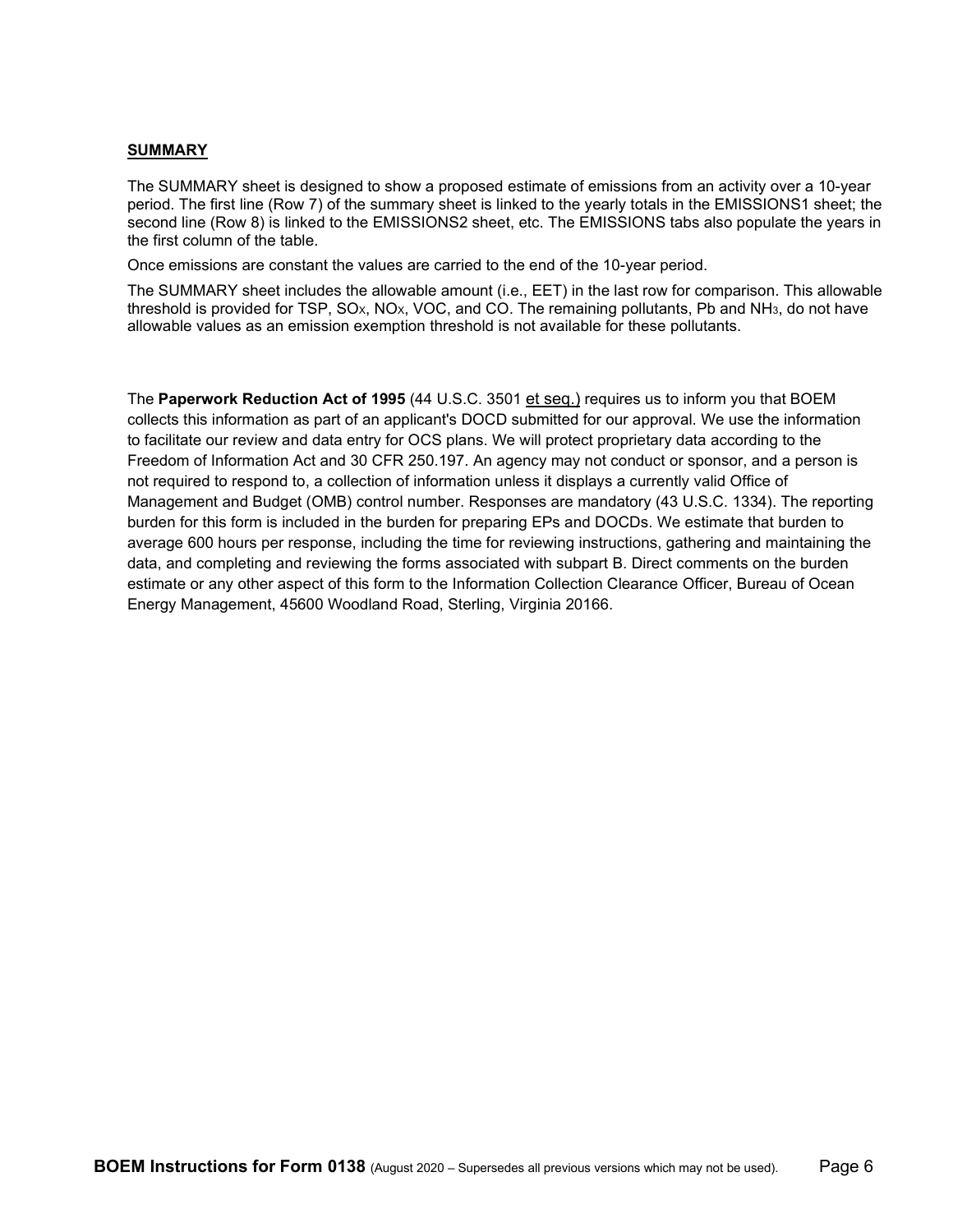**SUMMARY**

The SUMMARY sheet is designed to show a proposed estimate of emissions from an activity over a 10-year period. The first line (Row 7) of the summary sheet is linked to the yearly totals in the EMISSIONS1 sheet; the second line (Row 8) is linked to the EMISSIONS2 sheet, etc. The EMISSIONS tabs also populate the years in the first column of the table.

Once emissions are constant the values are carried to the end of the 10-year period.

The SUMMARY sheet includes the allowable amount (i.e., EET) in the last row for comparison. This allowable threshold is provided for TSP, $SO_X$, $NO_X$, VOC, and CO. The remaining pollutants, Pb and $NH_3$, do not have allowable values as an emission exemption threshold is not available for these pollutants.

The **Paperwork Reduction Act of 1995** (44 U.S.C. 3501 et seq.) requires us to inform you that BOEM collects this information as part of an applicant's DOCD submitted for our approval. We use the information to facilitate our review and data entry for OCS plans. We will protect proprietary data according to the Freedom of Information Act and 30 CFR 250.197. An agency may not conduct or sponsor, and a person is not required to respond to, a collection of information unless it displays a currently valid Office of Management and Budget (OMB) control number. Responses are mandatory (43 U.S.C. 1334). The reporting burden for this form is included in the burden for preparing EPs and DOCDs. We estimate that burden to average 600 hours per response, including the time for reviewing instructions, gathering and maintaining the data, and completing and reviewing the forms associated with subpart B. Direct comments on the burden estimate or any other aspect of this form to the Information Collection Clearance Officer, Bureau of Ocean Energy Management, 45600 Woodland Road, Sterling, Virginia 20166.